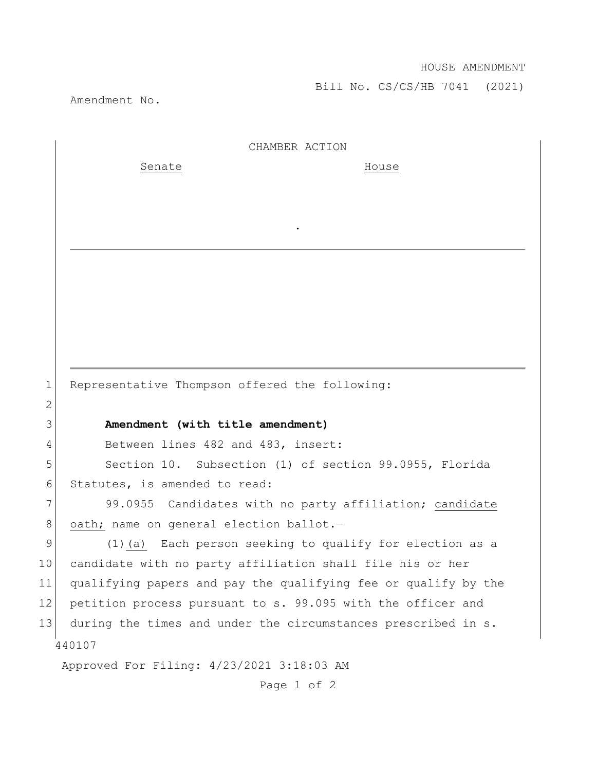HOUSE AMENDMENT

Bill No. CS/CS/HB 7041 (2021)

Amendment No.

CHAMBER ACTION

Senate House

.

---

1 Representative Thompson offered the following:

2

3 **Amendment (with title amendment)**

4 Between lines 482 and 483, insert:

5 Section 10. Subsection (1) of section 99.0955, Florida
6 Statutes, is amended to read:

7 99.0955 Candidates with no party affiliation; candidate
8 oath; name on general election ballot.—

9 (1)(a) Each person seeking to qualify for election as a
10 candidate with no party affiliation shall file his or her
11 qualifying papers and pay the qualifying fee or qualify by the
12 petition process pursuant to s. 99.095 with the officer and
13 during the times and under the circumstances prescribed in s.

440107

Approved For Filing: 4/23/2021 3:18:03 AM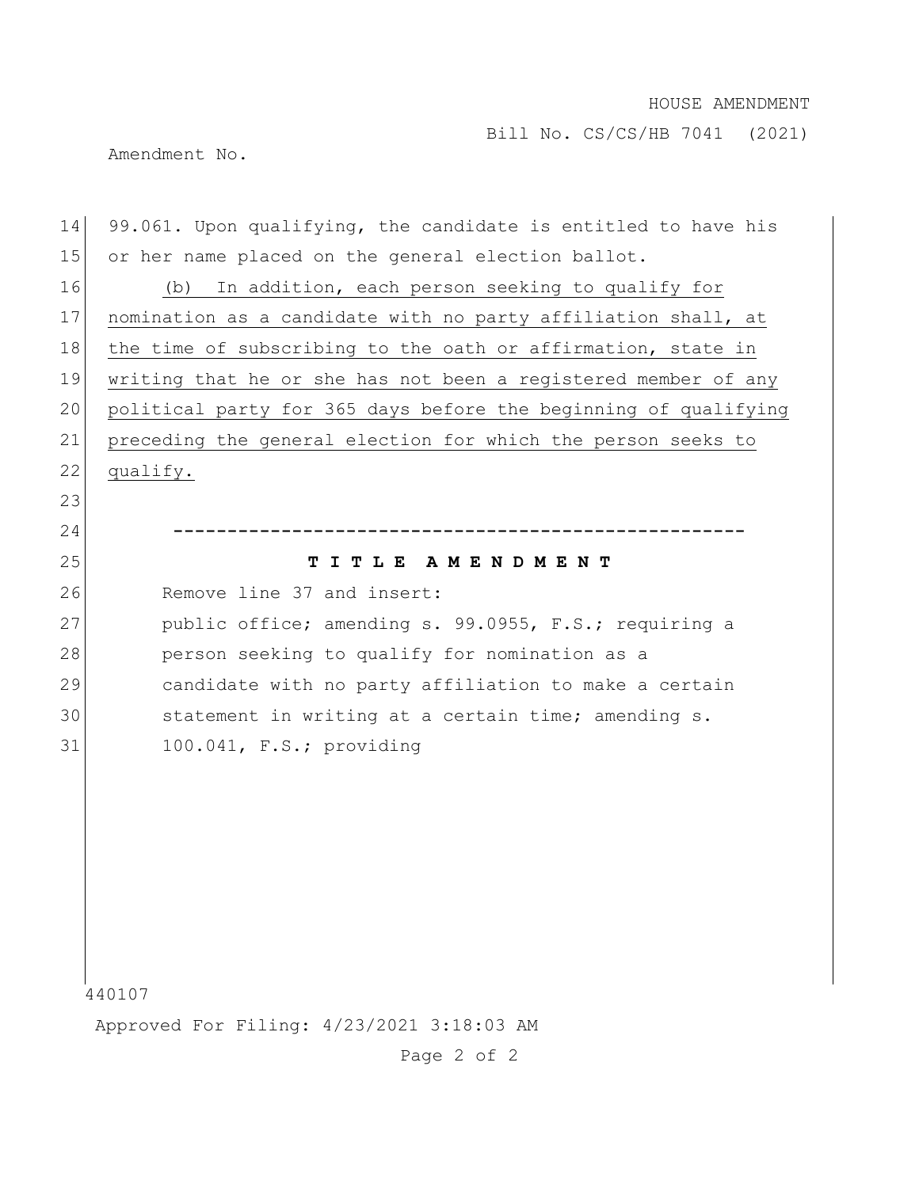99.061. Upon qualifying, the candidate is entitled to have his or her name placed on the general election ballot.

(b) In addition, each person seeking to qualify for nomination as a candidate with no party affiliation shall, at the time of subscribing to the oath or affirmation, state in writing that he or she has not been a registered member of any political party for 365 days before the beginning of qualifying preceding the general election for which the person seeks to qualify.

-----------------------------------------------------

**T I T L E A M E N D M E N T**

Remove line 37 and insert:

public office; amending s. 99.0955, F.S.; requiring a person seeking to qualify for nomination as a candidate with no party affiliation to make a certain statement in writing at a certain time; amending s. 100.041, F.S.; providing

440107

Approved For Filing: 4/23/2021 3:18:03 AM